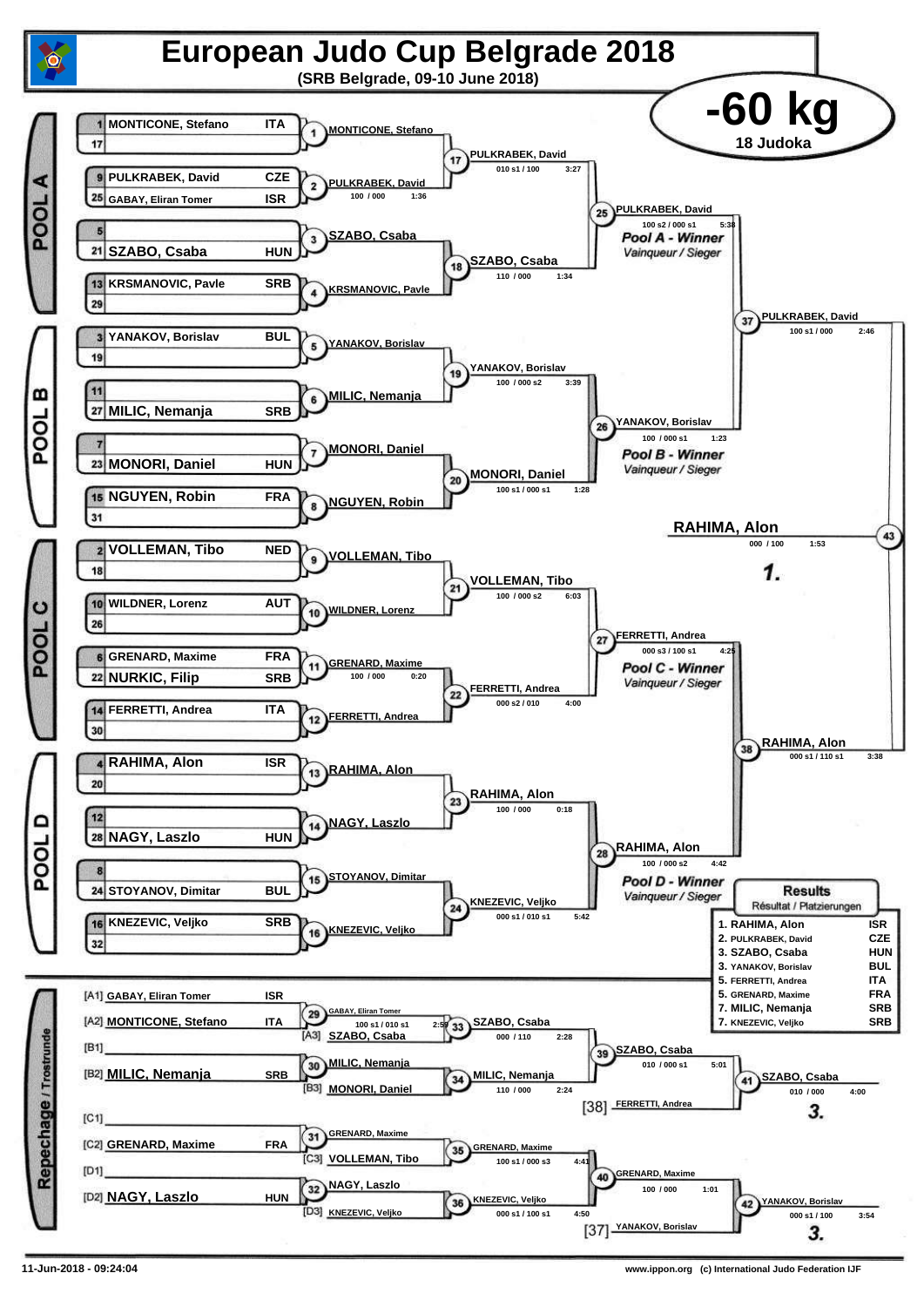# European Judo Cup Belgrade 2018

**(SRB Belgrade, 09-10 June 2018)**

## -60 kg

**18 Judoka**

### POOL A

| Seed | Name | Nation |
|---|---|---|
| 1 | MONTICONE, Stefano | ITA |
| 17 | | |
| 9 | PULKRABEK, David | CZE |
| 25 | GABAY, Eliran Tomer | ISR |
| 5 | | |
| 21 | SZABO, Csaba | HUN |
| 13 | KRSMANOVIC, Pavle | SRB |
| 29 | | |

- (1) MONTICONE, Stefano
- (2) PULKRABEK, David — 100 / 000 — 1:36
- (3) SZABO, Csaba
- (4) KRSMANOVIC, Pavle
- (17) PULKRABEK, David — 010 s1 / 100 — 3:27
- (18) SZABO, Csaba — 110 / 000 — 1:34
- (25) PULKRABEK, David — 100 s2 / 000 s1 — 5:38 — *Pool A - Winner* / *Vainqueur / Sieger*

### POOL B

| Seed | Name | Nation |
|---|---|---|
| 3 | YANAKOV, Borislav | BUL |
| 19 | | |
| 11 | | |
| 27 | MILIC, Nemanja | SRB |
| 7 | | |
| 23 | MONORI, Daniel | HUN |
| 15 | NGUYEN, Robin | FRA |
| 31 | | |

- (5) YANAKOV, Borislav
- (6) MILIC, Nemanja
- (7) MONORI, Daniel
- (8) NGUYEN, Robin
- (19) YANAKOV, Borislav — 100 / 000 s2 — 3:39
- (20) MONORI, Daniel — 100 s1 / 000 s1 — 1:28
- (26) YANAKOV, Borislav — 100 / 000 s1 — 1:23 — *Pool B - Winner* / *Vainqueur / Sieger*

### POOL C

| Seed | Name | Nation |
|---|---|---|
| 2 | VOLLEMAN, Tibo | NED |
| 18 | | |
| 10 | WILDNER, Lorenz | AUT |
| 26 | | |
| 6 | GRENARD, Maxime | FRA |
| 22 | NURKIC, Filip | SRB |
| 14 | FERRETTI, Andrea | ITA |
| 30 | | |

- (9) VOLLEMAN, Tibo
- (10) WILDNER, Lorenz
- (11) GRENARD, Maxime — 100 / 000 — 0:20
- (12) FERRETTI, Andrea
- (21) VOLLEMAN, Tibo — 100 / 000 s2 — 6:03
- (22) FERRETTI, Andrea — 000 s2 / 010 — 4:00
- (27) FERRETTI, Andrea — 000 s3 / 100 s1 — 4:25 — *Pool C - Winner* / *Vainqueur / Sieger*

### POOL D

| Seed | Name | Nation |
|---|---|---|
| 4 | RAHIMA, Alon | ISR |
| 20 | | |
| 12 | | |
| 28 | NAGY, Laszlo | HUN |
| 8 | | |
| 24 | STOYANOV, Dimitar | BUL |
| 16 | KNEZEVIC, Veljko | SRB |
| 32 | | |

- (13) RAHIMA, Alon
- (14) NAGY, Laszlo
- (15) STOYANOV, Dimitar
- (16) KNEZEVIC, Veljko
- (23) RAHIMA, Alon — 100 / 000 — 0:18
- (24) KNEZEVIC, Veljko — 000 s1 / 010 s1 — 5:42
- (28) RAHIMA, Alon — 100 / 000 s2 — 4:42 — *Pool D - Winner* / *Vainqueur / Sieger*

### Semi-finals and Final

- (37) PULKRABEK, David — 100 s1 / 000 — 2:46
- (38) RAHIMA, Alon — 000 s1 / 110 s1 — 3:38
- (43) **RAHIMA, Alon** — 000 / 100 — 1:53 — **1.**

### Repechage / Trostrunde

- [A1] GABAY, Eliran Tomer — ISR
- [A2] MONTICONE, Stefano — ITA
- [B1]
- [B2] MILIC, Nemanja — SRB
- [C1]
- [C2] GRENARD, Maxime — FRA
- [D1]
- [D2] NAGY, Laszlo — HUN

- (29) GABAY, Eliran Tomer — 100 s1 / 010 s1 — 2:59
- (30) MILIC, Nemanja
- (31) GRENARD, Maxime
- (32) NAGY, Laszlo
- (33) SZABO, Csaba [A3] — 000 / 110 — 2:28
- (34) MILIC, Nemanja [B3 MONORI, Daniel] — 110 / 000 — 2:24
- (35) GRENARD, Maxime [C3 VOLLEMAN, Tibo] — 100 s1 / 000 s3 — 4:41
- (36) KNEZEVIC, Veljko [D3] — 000 s1 / 100 s1 — 4:50
- (39) SZABO, Csaba — 010 / 000 s1 — 5:01
- (40) GRENARD, Maxime — 100 / 000 — 1:01
- (41) SZABO, Csaba [38] FERRETTI, Andrea — 010 / 000 — 4:00 — **3.**
- (42) YANAKOV, Borislav [37] YANAKOV, Borislav — 000 s1 / 100 — 3:54 — **3.**

### Results

Résultat / Platzierungen

| Place | Name | Nation |
|---|---|---|
| 1. | RAHIMA, Alon | ISR |
| 2. | PULKRABEK, David | CZE |
| 3. | SZABO, Csaba | HUN |
| 3. | YANAKOV, Borislav | BUL |
| 5. | FERRETTI, Andrea | ITA |
| 5. | GRENARD, Maxime | FRA |
| 7. | MILIC, Nemanja | SRB |
| 7. | KNEZEVIC, Veljko | SRB |

11-Jun-2018 - 09:24:04

www.ippon.org (c) International Judo Federation IJF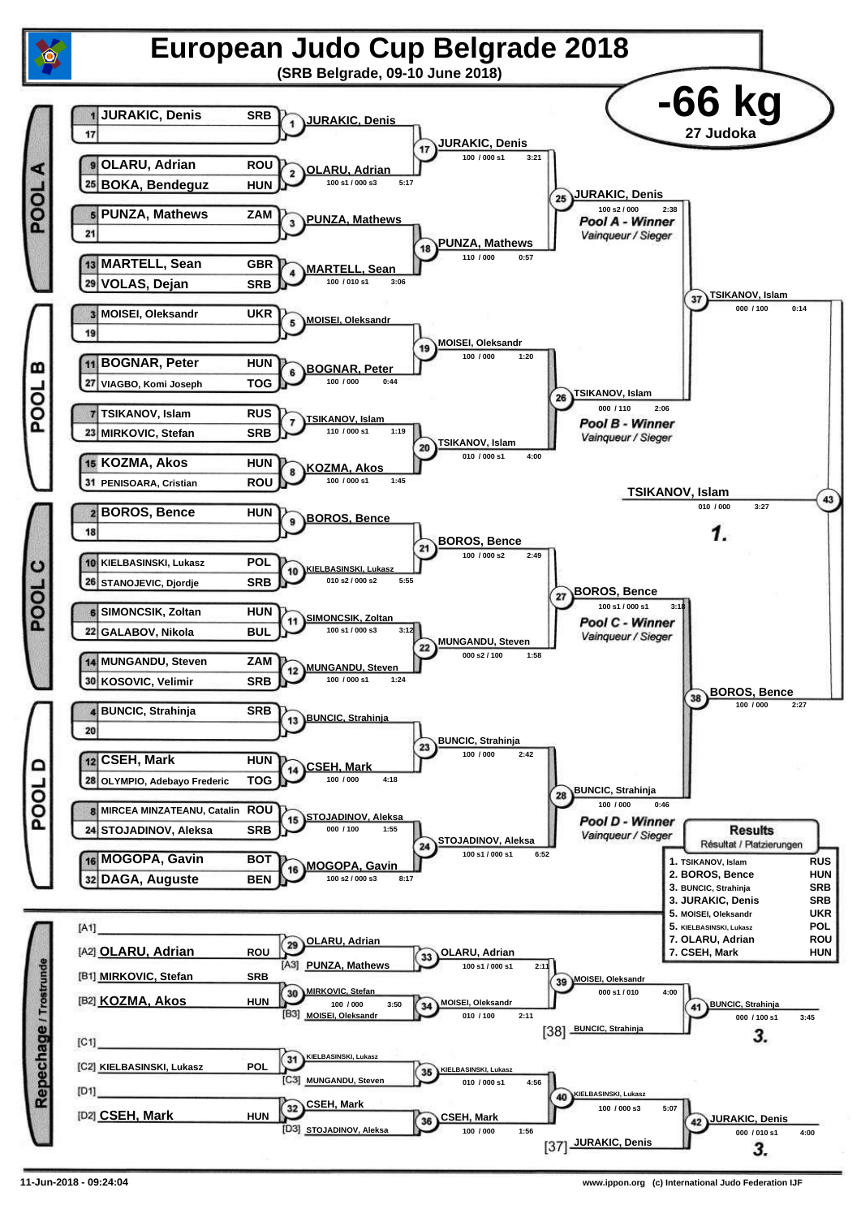# European Judo Cup Belgrade 2018

**(SRB Belgrade, 09-10 June 2018)**

## -66 kg

27 Judoka

### POOL A

| Seed | Name | Country |
|---|---|---|
| 1 | JURAKIC, Denis | SRB |
| 17 | | |
| 9 | OLARU, Adrian | ROU |
| 25 | BOKA, Bendeguz | HUN |
| 5 | PUNZA, Mathews | ZAM |
| 21 | | |
| 13 | MARTELL, Sean | GBR |
| 29 | VOLAS, Dejan | SRB |

- 1: JURAKIC, Denis
- 2: OLARU, Adrian — 100 s1 / 000 s3 — 5:17
- 3: PUNZA, Mathews
- 4: MARTELL, Sean — 100 / 010 s1 — 3:06
- 17: JURAKIC, Denis — 100 / 000 s1 — 3:21
- 18: PUNZA, Mathews — 110 / 000 — 0:57
- 25: JURAKIC, Denis — 100 s2 / 000 — 2:38 — Pool A - Winner / Vainqueur / Sieger

### POOL B

| Seed | Name | Country |
|---|---|---|
| 3 | MOISEI, Oleksandr | UKR |
| 19 | | |
| 11 | BOGNAR, Peter | HUN |
| 27 | VIAGBO, Komi Joseph | TOG |
| 7 | TSIKANOV, Islam | RUS |
| 23 | MIRKOVIC, Stefan | SRB |
| 15 | KOZMA, Akos | HUN |
| 31 | PENISOARA, Cristian | ROU |

- 5: MOISEI, Oleksandr
- 6: BOGNAR, Peter — 100 / 000 — 0:44
- 7: TSIKANOV, Islam — 110 / 000 s1 — 1:19
- 8: KOZMA, Akos — 100 / 000 s1 — 1:45
- 19: MOISEI, Oleksandr — 100 / 000 — 1:20
- 20: TSIKANOV, Islam — 010 / 000 s1 — 4:00
- 26: TSIKANOV, Islam — 000 / 110 — 2:06 — Pool B - Winner / Vainqueur / Sieger

### POOL C

| Seed | Name | Country |
|---|---|---|
| 2 | BOROS, Bence | HUN |
| 18 | | |
| 10 | KIELBASINSKI, Lukasz | POL |
| 26 | STANOJEVIC, Djordje | SRB |
| 6 | SIMONCSIK, Zoltan | HUN |
| 22 | GALABOV, Nikola | BUL |
| 14 | MUNGANDU, Steven | ZAM |
| 30 | KOSOVIC, Velimir | SRB |

- 9: BOROS, Bence
- 10: KIELBASINSKI, Lukasz — 010 s2 / 000 s2 — 5:55
- 11: SIMONCSIK, Zoltan — 100 s1 / 000 s3 — 3:12
- 12: MUNGANDU, Steven — 100 / 000 s1 — 1:24
- 21: BOROS, Bence — 100 / 000 s2 — 2:49
- 22: MUNGANDU, Steven — 000 s2 / 100 — 1:58
- 27: BOROS, Bence — 100 s1 / 000 s1 — 3:18 — Pool C - Winner / Vainqueur / Sieger

### POOL D

| Seed | Name | Country |
|---|---|---|
| 4 | BUNCIC, Strahinja | SRB |
| 20 | | |
| 12 | CSEH, Mark | HUN |
| 28 | OLYMPIO, Adebayo Frederic | TOG |
| 8 | MIRCEA MINZATEANU, Catalin | ROU |
| 24 | STOJADINOV, Aleksa | SRB |
| 16 | MOGOPA, Gavin | BOT |
| 32 | DAGA, Auguste | BEN |

- 13: BUNCIC, Strahinja
- 14: CSEH, Mark — 100 / 000 — 4:18
- 15: STOJADINOV, Aleksa — 000 / 100 — 1:55
- 16: MOGOPA, Gavin — 100 s2 / 000 s3 — 8:17
- 23: BUNCIC, Strahinja — 100 / 000 — 2:42
- 24: STOJADINOV, Aleksa — 100 s1 / 000 s1 — 6:52
- 28: BUNCIC, Strahinja — 100 / 000 — 0:46 — Pool D - Winner / Vainqueur / Sieger

### Semi-finals and Final

- 37: TSIKANOV, Islam — 000 / 100 — 0:14
- 38: BOROS, Bence — 100 / 000 — 2:27
- 43: TSIKANOV, Islam — 010 / 000 — 3:27 — 1.

### Repechage / Trostrunde

- [A1]
- [A2] OLARU, Adrian — ROU
- [B1] MIRKOVIC, Stefan — SRB
- [B2] KOZMA, Akos — HUN
- [C1]
- [C2] KIELBASINSKI, Lukasz — POL
- [D1]
- [D2] CSEH, Mark — HUN

- 29: OLARU, Adrian
- [A3] PUNZA, Mathews
- 33: OLARU, Adrian — 100 s1 / 000 s1 — 2:11
- 30: MIRKOVIC, Stefan — 100 / 000 — 3:50
- [B3] MOISEI, Oleksandr
- 34: MOISEI, Oleksandr — 010 / 100 — 2:11
- 39: MOISEI, Oleksandr — 000 s1 / 010 — 4:00
- [38] BUNCIC, Strahinja
- 41: BUNCIC, Strahinja — 000 / 100 s1 — 3:45 — 3.
- 31: KIELBASINSKI, Lukasz
- [C3] MUNGANDU, Steven
- 35: KIELBASINSKI, Lukasz — 010 / 000 s1 — 4:56
- 32: CSEH, Mark
- [D3] STOJADINOV, Aleksa
- 36: CSEH, Mark — 100 / 000 — 1:56
- 40: KIELBASINSKI, Lukasz — 100 / 000 s3 — 5:07
- [37] JURAKIC, Denis
- 42: JURAKIC, Denis — 000 / 010 s1 — 4:00 — 3.

### Results

Résultat / Platzierungen

| Place | Name | Country |
|---|---|---|
| 1. | TSIKANOV, Islam | RUS |
| 2. | BOROS, Bence | HUN |
| 3. | BUNCIC, Strahinja | SRB |
| 3. | JURAKIC, Denis | SRB |
| 5. | MOISEI, Oleksandr | UKR |
| 5. | KIELBASINSKI, Lukasz | POL |
| 7. | OLARU, Adrian | ROU |
| 7. | CSEH, Mark | HUN |

11-Jun-2018 - 09:24:04 — www.ippon.org (c) International Judo Federation IJF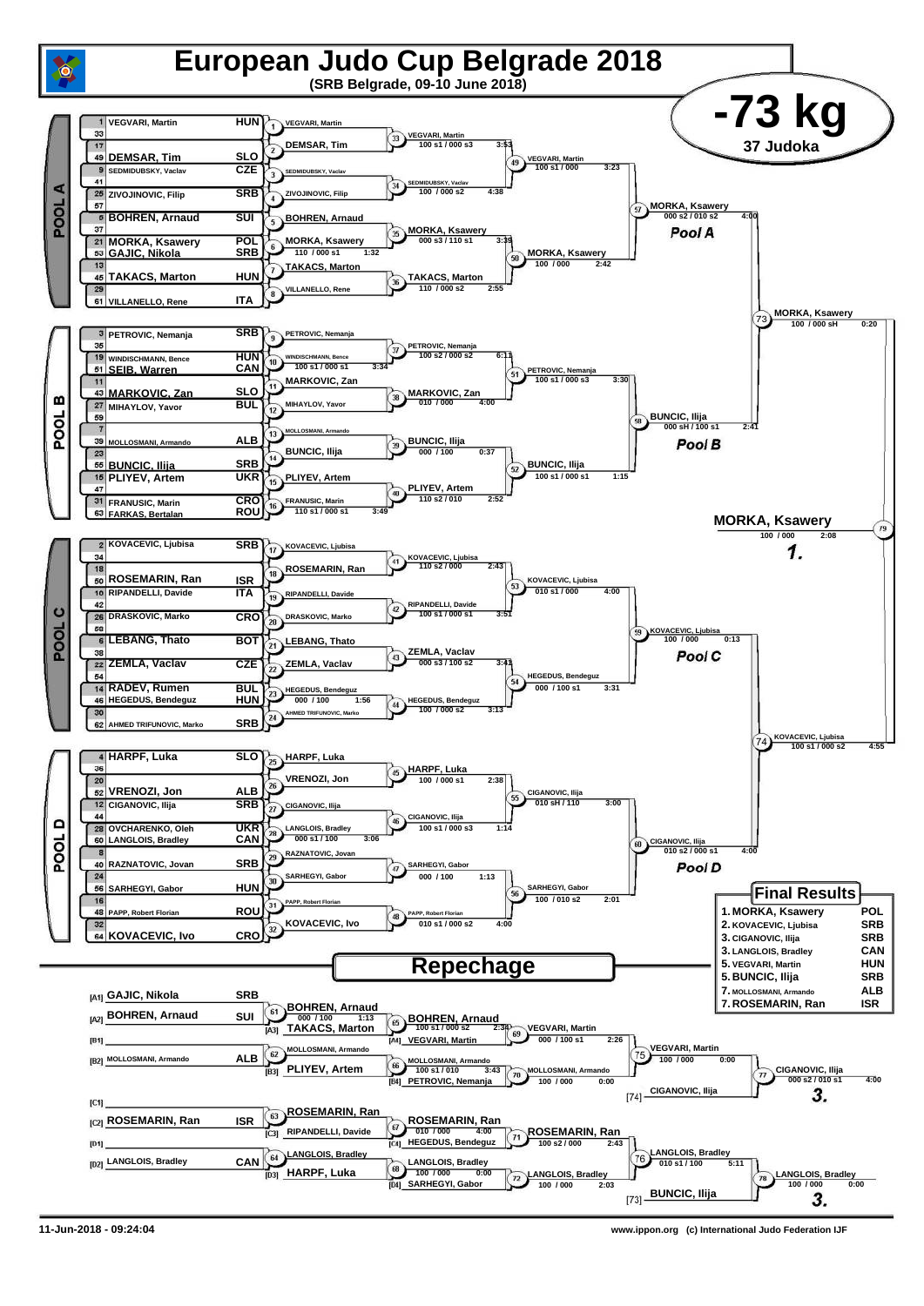# European Judo Cup Belgrade 2018

(SRB Belgrade, 09-10 June 2018)

## -73 kg

37 Judoka

## POOL A

| No. | Name | Country |
|---|---|---|
| 1 | VEGVARI, Martin | HUN |
| 33 | | |
| 17 | | |
| 49 | DEMSAR, Tim | SLO |
| 9 | SEDMIDUBSKY, Vaclav | CZE |
| 41 | | |
| 25 | ZIVOJINOVIC, Filip | SRB |
| 57 | | |
| 5 | BOHREN, Arnaud | SUI |
| 37 | | |
| 21 | MORKA, Ksawery | POL |
| 53 | GAJIC, Nikola | SRB |
| 13 | | |
| 45 | TAKACS, Marton | HUN |
| 29 | | |
| 61 | VILLANELLO, Rene | ITA |

- (1) VEGVARI, Martin
- (2) DEMSAR, Tim
- (3) SEDMIDUBSKY, Vaclav
- (4) ZIVOJINOVIC, Filip
- (5) BOHREN, Arnaud
- (6) MORKA, Ksawery — 110 / 000 s1 — 1:32
- (7) TAKACS, Marton
- (8) VILLANELLO, Rene
- (33) VEGVARI, Martin — 100 s1 / 000 s3 — 3:53
- (34) SEDMIDUBSKY, Vaclav — 100 / 000 s2 — 4:38
- (35) MORKA, Ksawery — 000 s3 / 110 s1 — 3:39
- (36) TAKACS, Marton — 110 / 000 s2 — 2:55
- (49) VEGVARI, Martin — 100 s1 / 000 — 3:23
- (50) MORKA, Ksawery — 100 / 000 — 2:42
- (57) MORKA, Ksawery — 000 s2 / 010 s2 — 4:00

**Pool A**

## POOL B

| No. | Name | Country |
|---|---|---|
| 3 | PETROVIC, Nemanja | SRB |
| 35 | | |
| 19 | WINDISCHMANN, Bence | HUN |
| 51 | SEIB, Warren | CAN |
| 11 | | |
| 43 | MARKOVIC, Zan | SLO |
| 27 | MIHAYLOV, Yavor | BUL |
| 59 | | |
| 7 | | |
| 39 | MOLLOSMANI, Armando | ALB |
| 23 | | |
| 55 | BUNCIC, Ilija | SRB |
| 15 | PLIYEV, Artem | UKR |
| 47 | | |
| 31 | FRANUSIC, Marin | CRO |
| 63 | FARKAS, Bertalan | ROU |

- (9) PETROVIC, Nemanja
- (10) WINDISCHMANN, Bence — 100 s1 / 000 s1 — 3:34
- (11) MARKOVIC, Zan
- (12) MIHAYLOV, Yavor
- (13) MOLLOSMANI, Armando
- (14) BUNCIC, Ilija
- (15) PLIYEV, Artem
- (16) FRANUSIC, Marin — 110 s1 / 000 s1 — 3:49
- (37) PETROVIC, Nemanja — 100 s2 / 000 s2 — 6:11
- (38) MARKOVIC, Zan — 010 / 000 — 4:00
- (39) BUNCIC, Ilija — 000 / 100 — 0:37
- (40) PLIYEV, Artem — 110 s2 / 010 — 2:52
- (51) PETROVIC, Nemanja — 100 s1 / 000 s3 — 3:30
- (52) BUNCIC, Ilija — 100 s1 / 000 s1 — 1:15
- (58) BUNCIC, Ilija — 000 sH / 100 s1 — 2:41

**Pool B**

## POOL C

| No. | Name | Country |
|---|---|---|
| 2 | KOVACEVIC, Ljubisa | SRB |
| 34 | | |
| 18 | | |
| 50 | ROSEMARIN, Ran | ISR |
| 10 | RIPANDELLI, Davide | ITA |
| 42 | | |
| 26 | DRASKOVIC, Marko | CRO |
| 58 | | |
| 6 | LEBANG, Thato | BOT |
| 38 | | |
| 22 | ZEMLA, Vaclav | CZE |
| 54 | | |
| 14 | RADEV, Rumen | BUL |
| 46 | HEGEDUS, Bendeguz | HUN |
| 30 | | |
| 62 | AHMED TRIFUNOVIC, Marko | SRB |

- (17) KOVACEVIC, Ljubisa
- (18) ROSEMARIN, Ran
- (19) RIPANDELLI, Davide
- (20) DRASKOVIC, Marko
- (21) LEBANG, Thato
- (22) ZEMLA, Vaclav
- (23) HEGEDUS, Bendeguz — 000 / 100 — 1:56
- (24) AHMED TRIFUNOVIC, Marko
- (41) KOVACEVIC, Ljubisa — 110 s2 / 000 — 2:43
- (42) RIPANDELLI, Davide — 100 s1 / 000 s1 — 3:51
- (43) ZEMLA, Vaclav — 000 s3 / 100 s2 — 3:41
- (44) HEGEDUS, Bendeguz — 100 / 000 s2 — 3:13
- (53) KOVACEVIC, Ljubisa — 010 s1 / 000 — 4:00
- (54) HEGEDUS, Bendeguz — 000 / 100 s1 — 3:31
- (59) KOVACEVIC, Ljubisa — 100 / 000 — 0:13

**Pool C**

## POOL D

| No. | Name | Country |
|---|---|---|
| 4 | HARPF, Luka | SLO |
| 36 | | |
| 20 | | |
| 52 | VRENOZI, Jon | ALB |
| 12 | CIGANOVIC, Ilija | SRB |
| 44 | | |
| 28 | OVCHARENKO, Oleh | UKR |
| 60 | LANGLOIS, Bradley | CAN |
| 8 | | |
| 40 | RAZNATOVIC, Jovan | SRB |
| 24 | | |
| 56 | SARHEGYI, Gabor | HUN |
| 16 | | |
| 48 | PAPP, Robert Florian | ROU |
| 32 | | |
| 64 | KOVACEVIC, Ivo | CRO |

- (25) HARPF, Luka
- (26) VRENOZI, Jon
- (27) CIGANOVIC, Ilija
- (28) LANGLOIS, Bradley — 000 s1 / 100 — 3:06
- (29) RAZNATOVIC, Jovan
- (30) SARHEGYI, Gabor
- (31) PAPP, Robert Florian
- (32) KOVACEVIC, Ivo
- (45) HARPF, Luka — 100 / 000 s1 — 2:38
- (46) CIGANOVIC, Ilija — 100 s1 / 000 s3 — 1:14
- (47) SARHEGYI, Gabor — 000 / 100 — 1:13
- (48) PAPP, Robert Florian — 010 s1 / 000 s2 — 4:00
- (55) CIGANOVIC, Ilija — 010 sH / 110 — 3:00
- (56) SARHEGYI, Gabor — 100 / 010 s2 — 2:01
- (60) CIGANOVIC, Ilija — 010 s2 / 000 s1 — 4:00

**Pool D**

## Semi-finals and Final

- (73) MORKA, Ksawery — 100 / 000 sH — 0:20
- (74) KOVACEVIC, Ljubisa — 100 s1 / 000 s2 — 4:55
- (79) MORKA, Ksawery — 100 / 000 — 2:08 — **1.**

## Repechage

- [A1] GAJIC, Nikola — SRB
- [A2] BOHREN, Arnaud — SUI
- [B1]
- [B2] MOLLOSMANI, Armando — ALB
- [C1]
- [C2] ROSEMARIN, Ran — ISR
- [D1]
- [D2] LANGLOIS, Bradley — CAN

- (61) BOHREN, Arnaud — 000 / 100 — 1:13
- (62) MOLLOSMANI, Armando
- (63) ROSEMARIN, Ran
- (64) LANGLOIS, Bradley
- (65) BOHREN, Arnaud — 100 s1 / 000 s2 — 2:34 (vs [A3] TAKACS, Marton)
- (66) MOLLOSMANI, Armando — 100 s1 / 010 — 3:43 (vs [B3] PLIYEV, Artem)
- (67) ROSEMARIN, Ran — 010 / 000 — 4:00 (vs [C3] RIPANDELLI, Davide)
- (68) LANGLOIS, Bradley — 100 / 000 — 0:00 (vs [D3] HARPF, Luka)
- (69) VEGVARI, Martin — 000 / 100 s1 — 2:26 (vs [A4] VEGVARI, Martin)
- (70) MOLLOSMANI, Armando — 100 / 000 — 0:00 (vs [B4] PETROVIC, Nemanja)
- (71) ROSEMARIN, Ran — 100 s2 / 000 — 2:43 (vs [C4] HEGEDUS, Bendeguz)
- (72) LANGLOIS, Bradley — 100 / 000 — 2:03 (vs [D4] SARHEGYI, Gabor)
- (75) VEGVARI, Martin — 100 / 000 — 0:00
- (76) LANGLOIS, Bradley — 010 s1 / 100 — 5:11
- (77) CIGANOVIC, Ilija — 000 s2 / 010 s1 — 4:00 (vs [74] CIGANOVIC, Ilija) — **3.**
- (78) LANGLOIS, Bradley — 100 / 000 — 0:00 (vs [73] BUNCIC, Ilija) — **3.**

## Final Results

| Place | Name | Country |
|---|---|---|
| 1. | MORKA, Ksawery | POL |
| 2. | KOVACEVIC, Ljubisa | SRB |
| 3. | CIGANOVIC, Ilija | SRB |
| 3. | LANGLOIS, Bradley | CAN |
| 5. | VEGVARI, Martin | HUN |
| 5. | BUNCIC, Ilija | SRB |
| 7. | MOLLOSMANI, Armando | ALB |
| 7. | ROSEMARIN, Ran | ISR |

11-Jun-2018 - 09:24:04

www.ippon.org (c) International Judo Federation IJF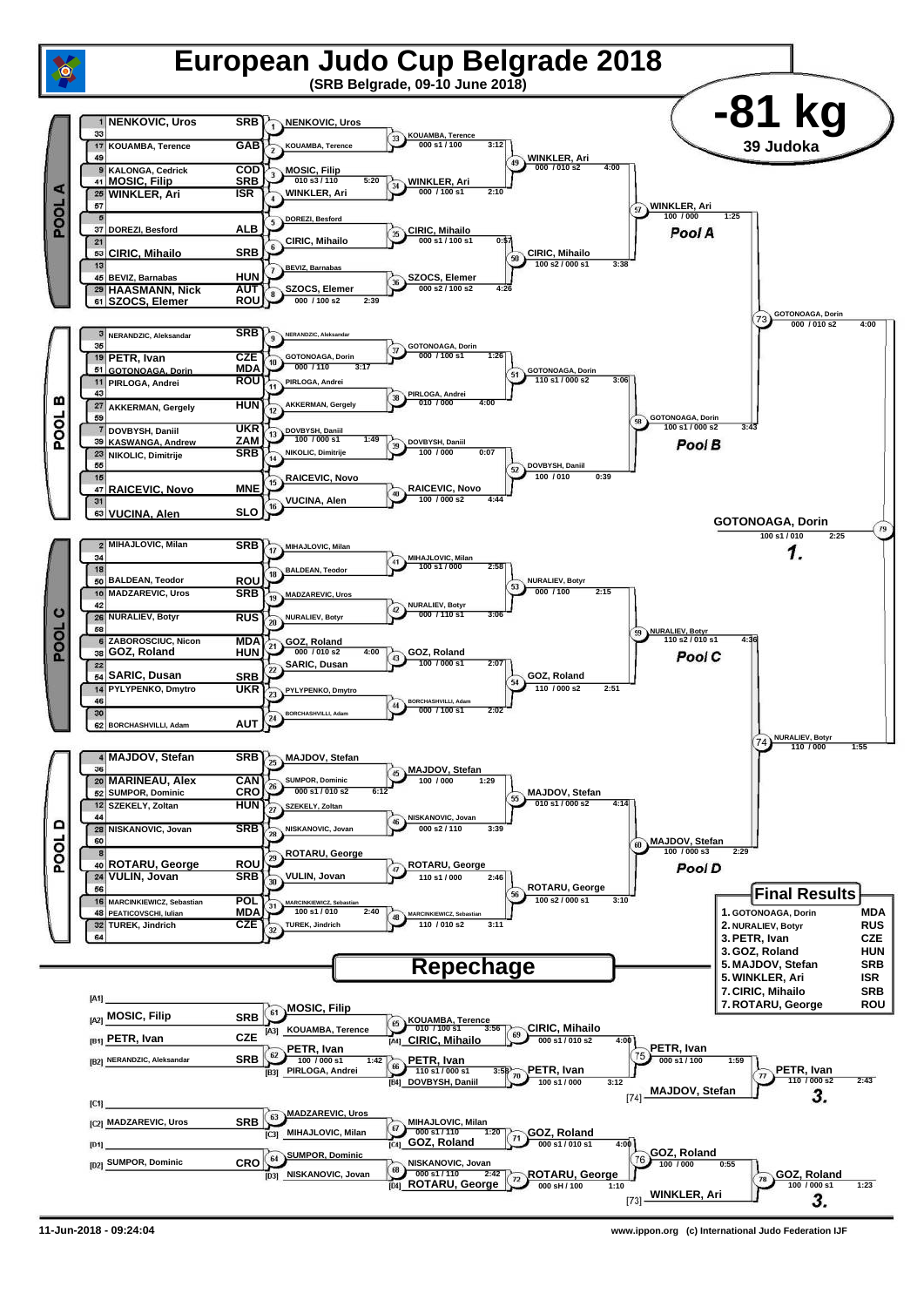# European Judo Cup Belgrade 2018

**(SRB Belgrade, 09-10 June 2018)**

## -81 kg

**39 Judoka**

### POOL A

| Seed | Name | Nation |
|---|---|---|
| 1 | NENKOVIC, Uros | SRB |
| 33 | | |
| 17 | KOUAMBA, Terence | GAB |
| 49 | | |
| 9 | KALONGA, Cedrick | COD |
| 41 | MOSIC, Filip | SRB |
| 25 | WINKLER, Ari | ISR |
| 57 | | |
| 5 | | |
| 37 | DOREZI, Besford | ALB |
| 21 | | |
| 53 | CIRIC, Mihailo | SRB |
| 13 | | |
| 45 | BEVIZ, Barnabas | HUN |
| 29 | HAASMANN, Nick | AUT |
| 61 | SZOCS, Elemer | ROU |

- (1) NENKOVIC, Uros
- (2) KOUAMBA, Terence
- (3) MOSIC, Filip 010 s3 / 110 5:20
- (4) WINKLER, Ari
- (5) DOREZI, Besford
- (6) CIRIC, Mihailo
- (7) BEVIZ, Barnabas
- (8) SZOCS, Elemer 000 / 100 s2 2:39
- (33) KOUAMBA, Terence 000 s1 / 100 3:12
- (34) WINKLER, Ari 000 / 100 s1 2:10
- (35) CIRIC, Mihailo 000 s1 / 100 s1 0:57
- (36) SZOCS, Elemer 000 s2 / 100 s2 4:26
- (49) WINKLER, Ari 000 / 010 s2 4:00
- (50) CIRIC, Mihailo 100 s2 / 000 s1 3:38
- (57) WINKLER, Ari 100 / 000 1:25 — Pool A

### POOL B

| Seed | Name | Nation |
|---|---|---|
| 3 | NERANDZIC, Aleksandar | SRB |
| 35 | | |
| 19 | PETR, Ivan | CZE |
| 51 | GOTONOAGA, Dorin | MDA |
| 11 | PIRLOGA, Andrei | ROU |
| 43 | | |
| 27 | AKKERMAN, Gergely | HUN |
| 59 | | |
| 7 | DOVBYSH, Daniil | UKR |
| 39 | KASWANGA, Andrew | ZAM |
| 23 | NIKOLIC, Dimitrije | SRB |
| 55 | | |
| 15 | | |
| 47 | RAICEVIC, Novo | MNE |
| 31 | | |
| 63 | VUCINA, Alen | SLO |

- (9) NERANDZIC, Aleksandar
- (10) GOTONOAGA, Dorin 000 / 110 3:17
- (11) PIRLOGA, Andrei
- (12) AKKERMAN, Gergely
- (13) DOVBYSH, Daniil 100 / 000 s1 1:49
- (14) NIKOLIC, Dimitrije
- (15) RAICEVIC, Novo
- (16) VUCINA, Alen
- (37) GOTONOAGA, Dorin 000 / 100 s1 1:26
- (38) PIRLOGA, Andrei 010 / 000 4:00
- (39) DOVBYSH, Daniil 100 / 000 0:07
- (40) RAICEVIC, Novo 100 / 000 s2 4:44
- (51) GOTONOAGA, Dorin 110 s1 / 000 s2 3:06
- (52) DOVBYSH, Daniil 100 / 010 0:39
- (58) GOTONOAGA, Dorin 100 s1 / 000 s2 3:43 — Pool B
- (73) GOTONOAGA, Dorin 000 / 010 s2 4:00

### POOL C

| Seed | Name | Nation |
|---|---|---|
| 2 | MIHAJLOVIC, Milan | SRB |
| 34 | | |
| 18 | | |
| 50 | BALDEAN, Teodor | ROU |
| 10 | MADZAREVIC, Uros | SRB |
| 42 | | |
| 26 | NURALIEV, Botyr | RUS |
| 58 | | |
| 6 | ZABOROSCIUC, Nicon | MDA |
| 38 | GOZ, Roland | HUN |
| 22 | | |
| 54 | SARIC, Dusan | SRB |
| 14 | PYLYPENKO, Dmytro | UKR |
| 46 | | |
| 30 | | |
| 62 | BORCHASHVILLI, Adam | AUT |

- (17) MIHAJLOVIC, Milan
- (18) BALDEAN, Teodor
- (19) MADZAREVIC, Uros
- (20) NURALIEV, Botyr
- (21) GOZ, Roland 000 / 010 s2 4:00
- (22) SARIC, Dusan
- (23) PYLYPENKO, Dmytro
- (24) BORCHASHVILLI, Adam
- (41) MIHAJLOVIC, Milan 100 s1 / 000 2:58
- (42) NURALIEV, Botyr 000 / 110 s1 3:06
- (43) GOZ, Roland 100 / 000 s1 2:07
- (44) BORCHASHVILLI, Adam 000 / 100 s1 2:02
- (53) NURALIEV, Botyr 000 / 100 2:15
- (54) GOZ, Roland 110 / 000 s2 2:51
- (59) NURALIEV, Botyr 110 s2 / 010 s1 4:36 — Pool C

### POOL D

| Seed | Name | Nation |
|---|---|---|
| 4 | MAJDOV, Stefan | SRB |
| 36 | | |
| 20 | MARINEAU, Alex | CAN |
| 52 | SUMPOR, Dominic | CRO |
| 12 | SZEKELY, Zoltan | HUN |
| 44 | | |
| 28 | NISKANOVIC, Jovan | SRB |
| 60 | | |
| 8 | | |
| 40 | ROTARU, George | ROU |
| 24 | VULIN, Jovan | SRB |
| 56 | | |
| 16 | MARCINKIEWICZ, Sebastian | POL |
| 48 | PEATICOVSCHI, Iulian | MDA |
| 32 | TUREK, Jindrich | CZE |
| 64 | | |

- (25) MAJDOV, Stefan
- (26) SUMPOR, Dominic 000 s1 / 010 s2 6:12
- (27) SZEKELY, Zoltan
- (28) NISKANOVIC, Jovan
- (29) ROTARU, George
- (30) VULIN, Jovan
- (31) MARCINKIEWICZ, Sebastian 100 s1 / 010 2:40
- (32) TUREK, Jindrich
- (45) MAJDOV, Stefan 100 / 000 1:29
- (46) NISKANOVIC, Jovan 000 s2 / 110 3:39
- (47) ROTARU, George 110 s1 / 000 2:46
- (48) MARCINKIEWICZ, Sebastian 110 / 010 s2 3:11
- (55) MAJDOV, Stefan 010 s1 / 000 s2 4:14
- (56) ROTARU, George 100 s2 / 000 s1 3:10
- (60) MAJDOV, Stefan 100 / 000 s3 2:29 — Pool D
- (74) NURALIEV, Botyr 110 / 000 1:55

### Final

- (79) GOTONOAGA, Dorin 100 s1 / 010 2:25 — **1.**

## Final Results

| Place | Name | Nation |
|---|---|---|
| 1. | GOTONOAGA, Dorin | MDA |
| 2. | NURALIEV, Botyr | RUS |
| 3. | PETR, Ivan | CZE |
| 3. | GOZ, Roland | HUN |
| 5. | MAJDOV, Stefan | SRB |
| 5. | WINKLER, Ari | ISR |
| 7. | CIRIC, Mihailo | SRB |
| 7. | ROTARU, George | ROU |

## Repechage

| Slot | Name | Nation |
|---|---|---|
| [A1] | | |
| [A2] | MOSIC, Filip | SRB |
| [B1] | PETR, Ivan | CZE |
| [B2] | NERANDZIC, Aleksandar | SRB |
| [C1] | | |
| [C2] | MADZAREVIC, Uros | SRB |
| [D1] | | |
| [D2] | SUMPOR, Dominic | CRO |

- (61) MOSIC, Filip
- (62) PETR, Ivan 100 / 000 s1 1:42
- (63) MADZAREVIC, Uros
- (64) SUMPOR, Dominic
- (65) [A3] KOUAMBA, Terence vs MOSIC, Filip — KOUAMBA, Terence 010 / 100 s1 3:56
- (66) [B3] PIRLOGA, Andrei vs PETR, Ivan — PETR, Ivan 110 s1 / 000 s1 3:55
- (67) [C3] MIHAJLOVIC, Milan vs MADZAREVIC, Uros — MIHAJLOVIC, Milan 000 s1 / 110 1:20
- (68) [D3] NISKANOVIC, Jovan vs SUMPOR, Dominic — NISKANOVIC, Jovan 000 s1 / 110 2:42
- (69) [A4] CIRIC, Mihailo — CIRIC, Mihailo 000 s1 / 010 s2 4:00
- (70) [B4] DOVBYSH, Daniil — PETR, Ivan 100 s1 / 000 3:12
- (71) [C4] GOZ, Roland — GOZ, Roland 000 s1 / 010 s1 4:00
- (72) [D4] ROTARU, George — ROTARU, George 000 sH / 100 1:10
- (75) PETR, Ivan 000 s1 / 100 1:59
- (76) GOZ, Roland 100 / 000 0:55
- (77) [74] MAJDOV, Stefan — PETR, Ivan 110 / 000 s2 2:43 — **3.**
- (78) [73] WINKLER, Ari — GOZ, Roland 100 / 000 s1 1:23 — **3.**

11-Jun-2018 - 09:24:04

www.ippon.org (c) International Judo Federation IJF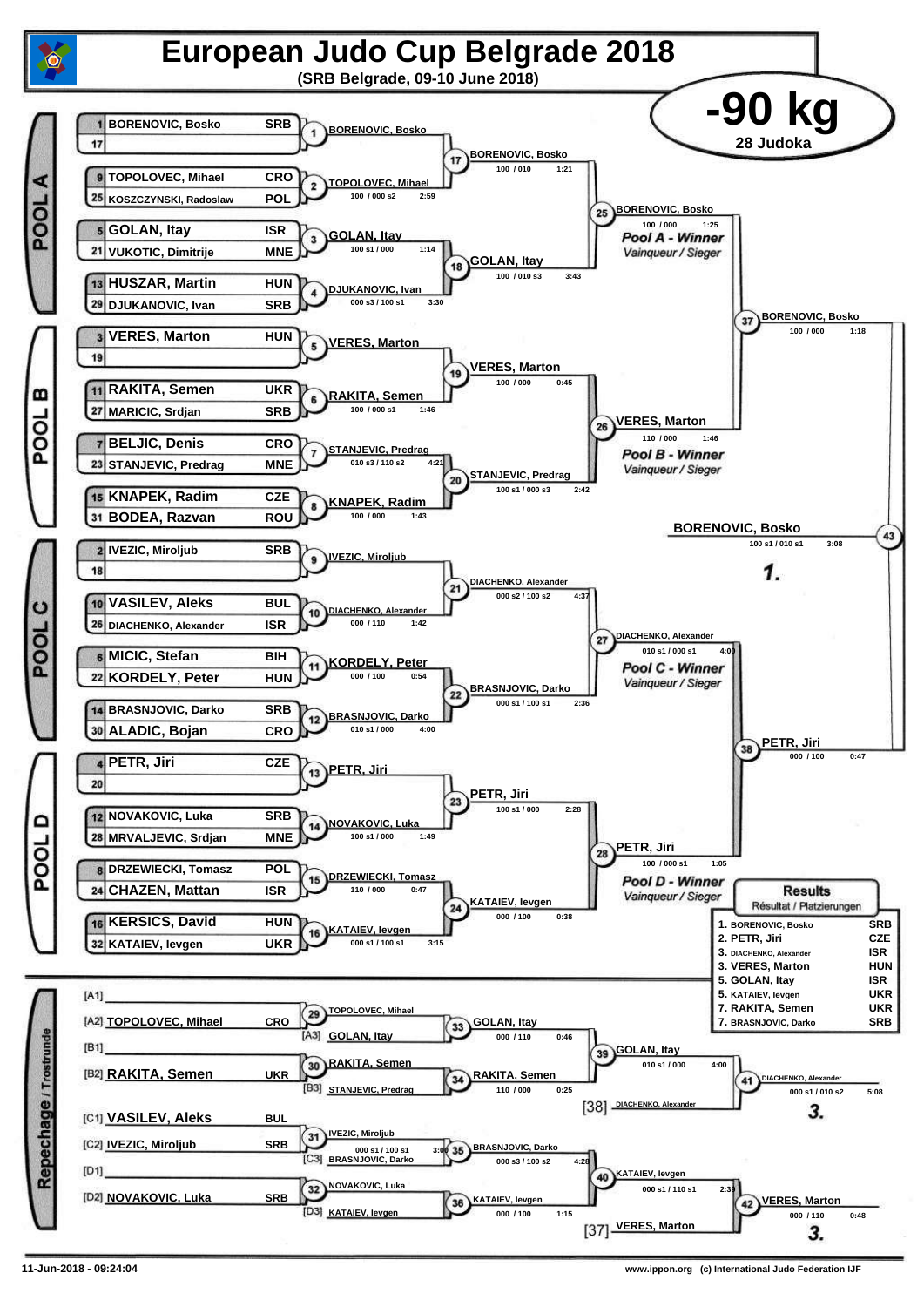# European Judo Cup Belgrade 2018

**(SRB Belgrade, 09-10 June 2018)**

## -90 kg

28 Judoka

### POOL A

| Seed | Name | Country |
|---|---|---|
| 1 | BORENOVIC, Bosko | SRB |
| 17 | | |
| 9 | TOPOLOVEC, Mihael | CRO |
| 25 | KOSZCZYNSKI, Radoslaw | POL |
| 5 | GOLAN, Itay | ISR |
| 21 | VUKOTIC, Dimitrije | MNE |
| 13 | HUSZAR, Martin | HUN |
| 29 | DJUKANOVIC, Ivan | SRB |

- (1) BORENOVIC, Bosko
- (2) TOPOLOVEC, Mihael — 100 / 000 s2 — 2:59
- (3) GOLAN, Itay — 100 s1 / 000 — 1:14
- (4) DJUKANOVIC, Ivan — 000 s3 / 100 s1 — 3:30
- (17) BORENOVIC, Bosko — 100 / 010 — 1:21
- (18) GOLAN, Itay — 100 / 010 s3 — 3:43
- (25) BORENOVIC, Bosko — 100 / 000 — 1:25 — *Pool A - Winner / Vainqueur / Sieger*

### POOL B

| Seed | Name | Country |
|---|---|---|
| 3 | VERES, Marton | HUN |
| 19 | | |
| 11 | RAKITA, Semen | UKR |
| 27 | MARICIC, Srdjan | SRB |
| 7 | BELJIC, Denis | CRO |
| 23 | STANJEVIC, Predrag | MNE |
| 15 | KNAPEK, Radim | CZE |
| 31 | BODEA, Razvan | ROU |

- (5) VERES, Marton
- (6) RAKITA, Semen — 100 / 000 s1 — 1:46
- (7) STANJEVIC, Predrag — 010 s3 / 110 s2 — 4:21
- (8) KNAPEK, Radim — 100 / 000 — 1:43
- (19) VERES, Marton — 100 / 000 — 0:45
- (20) STANJEVIC, Predrag — 100 s1 / 000 s3 — 2:42
- (26) VERES, Marton — 110 / 000 — 1:46 — *Pool B - Winner / Vainqueur / Sieger*

### POOL C

| Seed | Name | Country |
|---|---|---|
| 2 | IVEZIC, Miroljub | SRB |
| 18 | | |
| 10 | VASILEV, Aleks | BUL |
| 26 | DIACHENKO, Alexander | ISR |
| 6 | MICIC, Stefan | BIH |
| 22 | KORDELY, Peter | HUN |
| 14 | BRASNJOVIC, Darko | SRB |
| 30 | ALADIC, Bojan | CRO |

- (9) IVEZIC, Miroljub
- (10) DIACHENKO, Alexander — 000 / 110 — 1:42
- (11) KORDELY, Peter — 000 / 100 — 0:54
- (12) BRASNJOVIC, Darko — 010 s1 / 000 — 4:00
- (21) DIACHENKO, Alexander — 000 s2 / 100 s2 — 4:37
- (22) BRASNJOVIC, Darko — 000 s1 / 100 s1 — 2:36
- (27) DIACHENKO, Alexander — 010 s1 / 000 s1 — 4:00 — *Pool C - Winner / Vainqueur / Sieger*

### POOL D

| Seed | Name | Country |
|---|---|---|
| 4 | PETR, Jiri | CZE |
| 20 | | |
| 12 | NOVAKOVIC, Luka | SRB |
| 28 | MRVALJEVIC, Srdjan | MNE |
| 8 | DRZEWIECKI, Tomasz | POL |
| 24 | CHAZEN, Mattan | ISR |
| 16 | KERSICS, David | HUN |
| 32 | KATAIEV, Ievgen | UKR |

- (13) PETR, Jiri
- (14) NOVAKOVIC, Luka — 100 s1 / 000 — 1:49
- (15) DRZEWIECKI, Tomasz — 110 / 000 — 0:47
- (16) KATAIEV, Ievgen — 000 s1 / 100 s1 — 3:15
- (23) PETR, Jiri — 100 s1 / 000 — 2:28
- (24) KATAIEV, Ievgen — 000 / 100 — 0:38
- (28) PETR, Jiri — 100 / 000 s1 — 1:05 — *Pool D - Winner / Vainqueur / Sieger*

### Semi-finals and Final

- (37) BORENOVIC, Bosko — 100 / 000 — 1:18
- (38) PETR, Jiri — 000 / 100 — 0:47
- (43) BORENOVIC, Bosko — 100 s1 / 010 s1 — 3:08 — **1.**

### Repechage / Trostrunde

- [A1]
- [A2] TOPOLOVEC, Mihael — CRO
- [B1]
- [B2] RAKITA, Semen — UKR
- [C1] VASILEV, Aleks — BUL
- [C2] IVEZIC, Miroljub — SRB
- [D1]
- [D2] NOVAKOVIC, Luka — SRB

- (29) TOPOLOVEC, Mihael
- (30) RAKITA, Semen
- (31) IVEZIC, Miroljub — 000 s1 / 100 s1 — 3:00
- (32) NOVAKOVIC, Luka
- (33) GOLAN, Itay — 000 / 110 — 0:46 ([A3] GOLAN, Itay)
- (34) RAKITA, Semen — 110 / 000 — 0:25 ([B3] STANJEVIC, Predrag)
- (35) BRASNJOVIC, Darko — 000 s3 / 100 s2 — 4:28 ([C3] BRASNJOVIC, Darko)
- (36) KATAIEV, Ievgen — 000 / 100 — 1:15 ([D3] KATAIEV, Ievgen)
- (39) GOLAN, Itay — 010 s1 / 000 — 4:00
- (40) KATAIEV, Ievgen — 000 s1 / 110 s1 — 2:39
- (41) DIACHENKO, Alexander — 000 s1 / 010 s2 — 5:08 — **3.** ([38] DIACHENKO, Alexander)
- (42) VERES, Marton — 000 / 110 — 0:48 — **3.** ([37] VERES, Marton)

### Results / Résultat / Platzierungen

| Place | Name | Country |
|---|---|---|
| 1. | BORENOVIC, Bosko | SRB |
| 2. | PETR, Jiri | CZE |
| 3. | DIACHENKO, Alexander | ISR |
| 3. | VERES, Marton | HUN |
| 5. | GOLAN, Itay | ISR |
| 5. | KATAIEV, Ievgen | UKR |
| 7. | RAKITA, Semen | UKR |
| 7. | BRASNJOVIC, Darko | SRB |

11-Jun-2018 - 09:24:04 — www.ippon.org (c) International Judo Federation IJF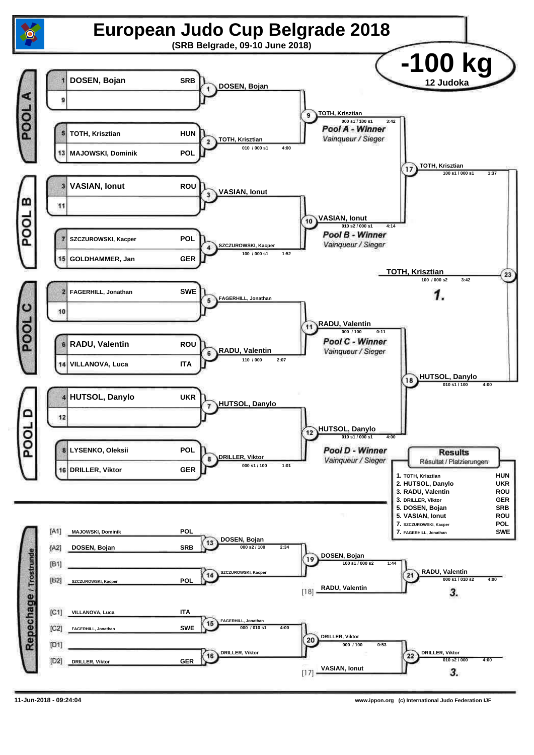# European Judo Cup Belgrade 2018

**(SRB Belgrade, 09-10 June 2018)**

## -100 kg

12 Judoka

### POOL A

| Seed | Name | Nation |
|---|---|---|
| 1 | DOSEN, Bojan | SRB |
| 9 | | |
| 5 | TOTH, Krisztian | HUN |
| 13 | MAJOWSKI, Dominik | POL |

- Contest 1: DOSEN, Bojan
- Contest 2: TOTH, Krisztian — 010 / 000 s1 — 4:00
- Contest 9: TOTH, Krisztian — 000 s1 / 100 s1 — 3:42

*Pool A - Winner* / Vainqueur / Sieger

### POOL B

| Seed | Name | Nation |
|---|---|---|
| 3 | VASIAN, Ionut | ROU |
| 11 | | |
| 7 | SZCZUROWSKI, Kacper | POL |
| 15 | GOLDHAMMER, Jan | GER |

- Contest 3: VASIAN, Ionut
- Contest 4: SZCZUROWSKI, Kacper — 100 / 000 s1 — 1:52
- Contest 10: VASIAN, Ionut — 010 s2 / 000 s1 — 4:14

*Pool B - Winner* / Vainqueur / Sieger

### POOL C

| Seed | Name | Nation |
|---|---|---|
| 2 | FAGERHILL, Jonathan | SWE |
| 10 | | |
| 6 | RADU, Valentin | ROU |
| 14 | VILLANOVA, Luca | ITA |

- Contest 5: FAGERHILL, Jonathan
- Contest 6: RADU, Valentin — 110 / 000 — 2:07
- Contest 11: RADU, Valentin — 000 / 100 — 0:11

*Pool C - Winner* / Vainqueur / Sieger

### POOL D

| Seed | Name | Nation |
|---|---|---|
| 4 | HUTSOL, Danylo | UKR |
| 12 | | |
| 8 | LYSENKO, Oleksii | POL |
| 16 | DRILLER, Viktor | GER |

- Contest 7: HUTSOL, Danylo
- Contest 8: DRILLER, Viktor — 000 s1 / 100 — 1:01
- Contest 12: HUTSOL, Danylo — 010 s1 / 000 s1 — 4:00

*Pool D - Winner* / Vainqueur / Sieger

### Semi-finals and Final

- Contest 17: TOTH, Krisztian — 100 s1 / 000 s1 — 1:37
- Contest 18: HUTSOL, Danylo — 010 s1 / 100 — 4:00
- Contest 23: TOTH, Krisztian — 100 / 000 s2 — 3:42 — **1.**

### Repechage / Trostrunde

| Slot | Name | Nation |
|---|---|---|
| [A1] | MAJOWSKI, Dominik | POL |
| [A2] | DOSEN, Bojan | SRB |
| [B1] | | |
| [B2] | SZCZUROWSKI, Kacper | POL |
| [C1] | VILLANOVA, Luca | ITA |
| [C2] | FAGERHILL, Jonathan | SWE |
| [D1] | | |
| [D2] | DRILLER, Viktor | GER |

- Contest 13: DOSEN, Bojan — 000 s2 / 100 — 2:34
- Contest 14: SZCZUROWSKI, Kacper
- Contest 19: DOSEN, Bojan — 100 s1 / 000 s2 — 1:44
- [18] RADU, Valentin
- Contest 21: RADU, Valentin — 000 s1 / 010 s2 — 4:00 — **3.**
- Contest 15: FAGERHILL, Jonathan — 000 / 010 s1 — 4:00
- Contest 16: DRILLER, Viktor
- Contest 20: DRILLER, Viktor — 000 / 100 — 0:53
- [17] VASIAN, Ionut
- Contest 22: DRILLER, Viktor — 010 s2 / 000 — 4:00 — **3.**

### Results

Résultat / Platzierungen

| Place | Name | Nation |
|---|---|---|
| 1. | TOTH, Krisztian | HUN |
| 2. | HUTSOL, Danylo | UKR |
| 3. | RADU, Valentin | ROU |
| 3. | DRILLER, Viktor | GER |
| 5. | DOSEN, Bojan | SRB |
| 5. | VASIAN, Ionut | ROU |
| 7. | SZCZUROWSKI, Kacper | POL |
| 7. | FAGERHILL, Jonathan | SWE |

11-Jun-2018 - 09:24:04

www.ippon.org (c) International Judo Federation IJF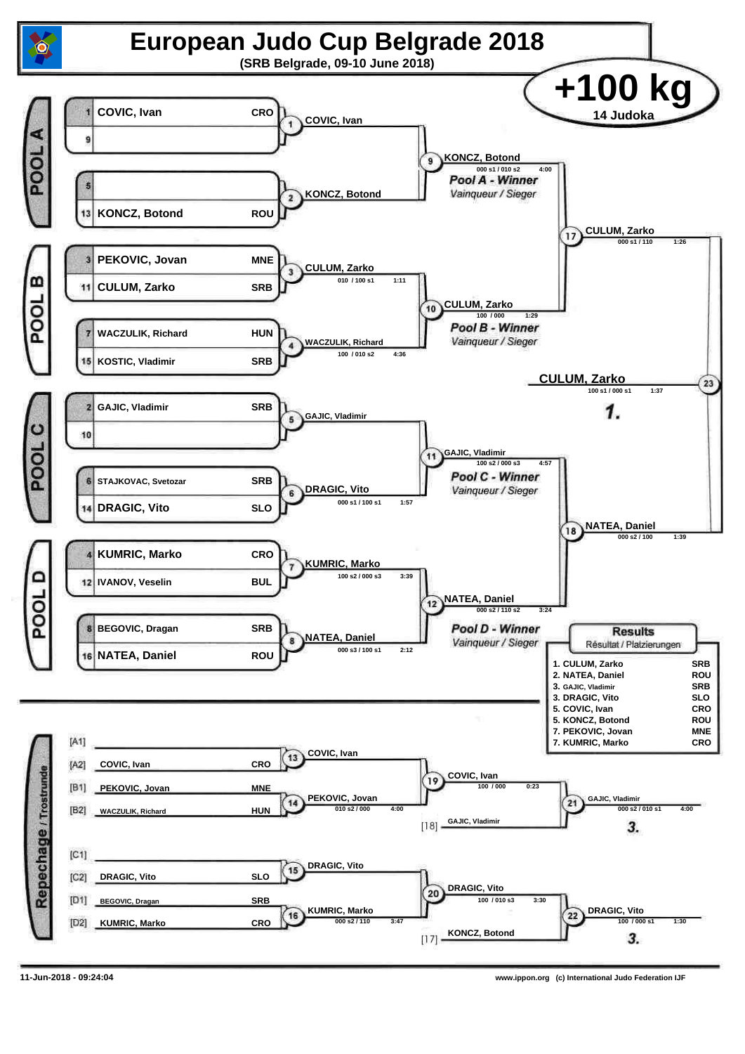# European Judo Cup Belgrade 2018

**(SRB Belgrade, 09-10 June 2018)**

## +100 kg

14 Judoka

### POOL A

| Seed | Name | Country |
|---|---|---|
| 1 | COVIC, Ivan | CRO |
| 9 | | |
| 5 | | |
| 13 | KONCZ, Botond | ROU |

- 1: COVIC, Ivan
- 2: KONCZ, Botond
- 9: KONCZ, Botond — 000 s1 / 010 s2 — 4:00

*Pool A - Winner* / *Vainqueur / Sieger*

### POOL B

| Seed | Name | Country |
|---|---|---|
| 3 | PEKOVIC, Jovan | MNE |
| 11 | CULUM, Zarko | SRB |
| 7 | WACZULIK, Richard | HUN |
| 15 | KOSTIC, Vladimir | SRB |

- 3: CULUM, Zarko — 010 / 100 s1 — 1:11
- 4: WACZULIK, Richard — 100 / 010 s2 — 4:36
- 10: CULUM, Zarko — 100 / 000 — 1:29

*Pool B - Winner* / *Vainqueur / Sieger*

- 17: CULUM, Zarko — 000 s1 / 110 — 1:26

### POOL C

| Seed | Name | Country |
|---|---|---|
| 2 | GAJIC, Vladimir | SRB |
| 10 | | |
| 6 | STAJKOVAC, Svetozar | SRB |
| 14 | DRAGIC, Vito | SLO |

- 5: GAJIC, Vladimir
- 6: DRAGIC, Vito — 000 s1 / 100 s1 — 1:57
- 11: GAJIC, Vladimir — 100 s2 / 000 s3 — 4:57

*Pool C - Winner* / *Vainqueur / Sieger*

### POOL D

| Seed | Name | Country |
|---|---|---|
| 4 | KUMRIC, Marko | CRO |
| 12 | IVANOV, Veselin | BUL |
| 8 | BEGOVIC, Dragan | SRB |
| 16 | NATEA, Daniel | ROU |

- 7: KUMRIC, Marko — 100 s2 / 000 s3 — 3:39
- 8: NATEA, Daniel — 000 s3 / 100 s1 — 2:12
- 12: NATEA, Daniel — 000 s2 / 110 s2 — 3:24

*Pool D - Winner* / *Vainqueur / Sieger*

- 18: NATEA, Daniel — 000 s2 / 100 — 1:39

### Final

- 23: CULUM, Zarko — 100 s1 / 000 s1 — 1:37 — **1.**

### Repechage / Trostrunde

| | Name | Country |
|---|---|---|
| [A1] | | |
| [A2] | COVIC, Ivan | CRO |
| [B1] | PEKOVIC, Jovan | MNE |
| [B2] | WACZULIK, Richard | HUN |
| [C1] | | |
| [C2] | DRAGIC, Vito | SLO |
| [D1] | BEGOVIC, Dragan | SRB |
| [D2] | KUMRIC, Marko | CRO |

- 13: COVIC, Ivan
- 14: PEKOVIC, Jovan — 010 s2 / 000 — 4:00
- 19: COVIC, Ivan — 100 / 000 — 0:23
- [18] GAJIC, Vladimir
- 21: GAJIC, Vladimir — 000 s2 / 010 s1 — 4:00 — **3.**
- 15: DRAGIC, Vito
- 16: KUMRIC, Marko — 000 s2 / 110 — 3:47
- 20: DRAGIC, Vito — 100 / 010 s3 — 3:30
- [17] KONCZ, Botond
- 22: DRAGIC, Vito — 100 / 000 s1 — 1:30 — **3.**

### Results

Résultat / Platzierungen

| Place | Name | Country |
|---|---|---|
| 1. | CULUM, Zarko | SRB |
| 2. | NATEA, Daniel | ROU |
| 3. | GAJIC, Vladimir | SRB |
| 3. | DRAGIC, Vito | SLO |
| 5. | COVIC, Ivan | CRO |
| 5. | KONCZ, Botond | ROU |
| 7. | PEKOVIC, Jovan | MNE |
| 7. | KUMRIC, Marko | CRO |

11-Jun-2018 - 09:24:04

www.ippon.org (c) International Judo Federation IJF